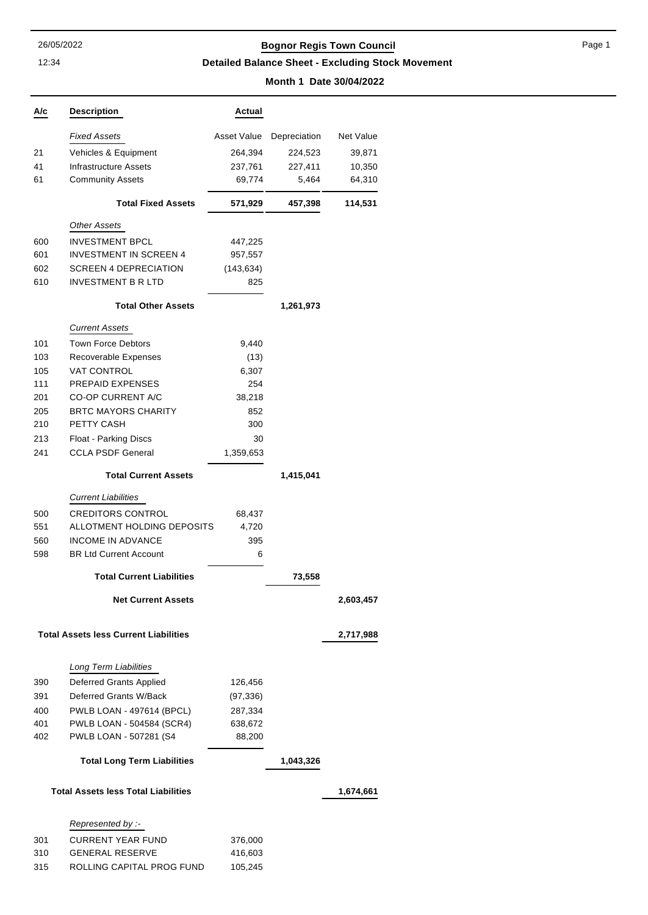# Bognor Regis Town Council

## Detailed Balance Sheet - Excluding Stock Movement

**Month 1 Date 30/04/2022**

| A/c | Description | Actual | | |
|---|---|---|---|---|
| | *Fixed Assets* | Asset Value | Depreciation | Net Value |
| 21 | Vehicles & Equipment | 264,394 | 224,523 | 39,871 |
| 41 | Infrastructure Assets | 237,761 | 227,411 | 10,350 |
| 61 | Community Assets | 69,774 | 5,464 | 64,310 |
| | **Total Fixed Assets** | **571,929** | **457,398** | **114,531** |
| | *Other Assets* | | | |
| 600 | INVESTMENT BPCL | 447,225 | | |
| 601 | INVESTMENT IN SCREEN 4 | 957,557 | | |
| 602 | SCREEN 4 DEPRECIATION | (143,634) | | |
| 610 | INVESTMENT B R LTD | 825 | | |
| | **Total Other Assets** | | **1,261,973** | |
| | *Current Assets* | | | |
| 101 | Town Force Debtors | 9,440 | | |
| 103 | Recoverable Expenses | (13) | | |
| 105 | VAT CONTROL | 6,307 | | |
| 111 | PREPAID EXPENSES | 254 | | |
| 201 | CO-OP CURRENT A/C | 38,218 | | |
| 205 | BRTC MAYORS CHARITY | 852 | | |
| 210 | PETTY CASH | 300 | | |
| 213 | Float - Parking Discs | 30 | | |
| 241 | CCLA PSDF General | 1,359,653 | | |
| | **Total Current Assets** | | **1,415,041** | |
| | *Current Liabilities* | | | |
| 500 | CREDITORS CONTROL | 68,437 | | |
| 551 | ALLOTMENT HOLDING DEPOSITS | 4,720 | | |
| 560 | INCOME IN ADVANCE | 395 | | |
| 598 | BR Ltd Current Account | 6 | | |
| | **Total Current Liabilities** | | **73,558** | |
| | **Net Current Assets** | | | **2,603,457** |
| | **Total Assets less Current Liabilities** | | | **2,717,988** |
| | *Long Term Liabilities* | | | |
| 390 | Deferred Grants Applied | 126,456 | | |
| 391 | Deferred Grants W/Back | (97,336) | | |
| 400 | PWLB LOAN - 497614 (BPCL) | 287,334 | | |
| 401 | PWLB LOAN - 504584 (SCR4) | 638,672 | | |
| 402 | PWLB LOAN - 507281 (S4 | 88,200 | | |
| | **Total Long Term Liabilities** | | **1,043,326** | |
| | **Total Assets less Total Liabilities** | | | **1,674,661** |
| | *Represented by :-* | | | |
| 301 | CURRENT YEAR FUND | 376,000 | | |
| 310 | GENERAL RESERVE | 416,603 | | |
| 315 | ROLLING CAPITAL PROG FUND | 105,245 | | |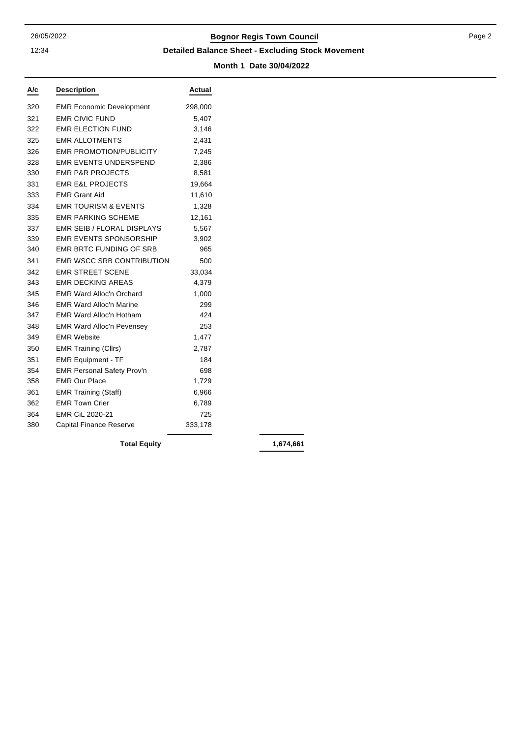**Bognor Regis Town Council**

**Detailed Balance Sheet - Excluding Stock Movement**

**Month 1 Date 30/04/2022**

| A/c | Description | Actual | |
|---|---|---|---|
| 320 | EMR Economic Development | 298,000 | |
| 321 | EMR CIVIC FUND | 5,407 | |
| 322 | EMR ELECTION FUND | 3,146 | |
| 325 | EMR ALLOTMENTS | 2,431 | |
| 326 | EMR PROMOTION/PUBLICITY | 7,245 | |
| 328 | EMR EVENTS UNDERSPEND | 2,386 | |
| 330 | EMR P&R PROJECTS | 8,581 | |
| 331 | EMR E&L PROJECTS | 19,664 | |
| 333 | EMR Grant Aid | 11,610 | |
| 334 | EMR TOURISM & EVENTS | 1,328 | |
| 335 | EMR PARKING SCHEME | 12,161 | |
| 337 | EMR SEIB / FLORAL DISPLAYS | 5,567 | |
| 339 | EMR EVENTS SPONSORSHIP | 3,902 | |
| 340 | EMR BRTC FUNDING OF SRB | 965 | |
| 341 | EMR WSCC SRB CONTRIBUTION | 500 | |
| 342 | EMR STREET SCENE | 33,034 | |
| 343 | EMR DECKING AREAS | 4,379 | |
| 345 | EMR Ward Alloc'n Orchard | 1,000 | |
| 346 | EMR Ward Alloc'n Marine | 299 | |
| 347 | EMR Ward Alloc'n Hotham | 424 | |
| 348 | EMR Ward Alloc'n Pevensey | 253 | |
| 349 | EMR Website | 1,477 | |
| 350 | EMR Training (Cllrs) | 2,787 | |
| 351 | EMR Equipment - TF | 184 | |
| 354 | EMR Personal Safety Prov'n | 698 | |
| 358 | EMR Our Place | 1,729 | |
| 361 | EMR Training (Staff) | 6,966 | |
| 362 | EMR Town Crier | 6,789 | |
| 364 | EMR CiL 2020-21 | 725 | |
| 380 | Capital Finance Reserve | 333,178 | |
| | **Total Equity** | | **1,674,661** |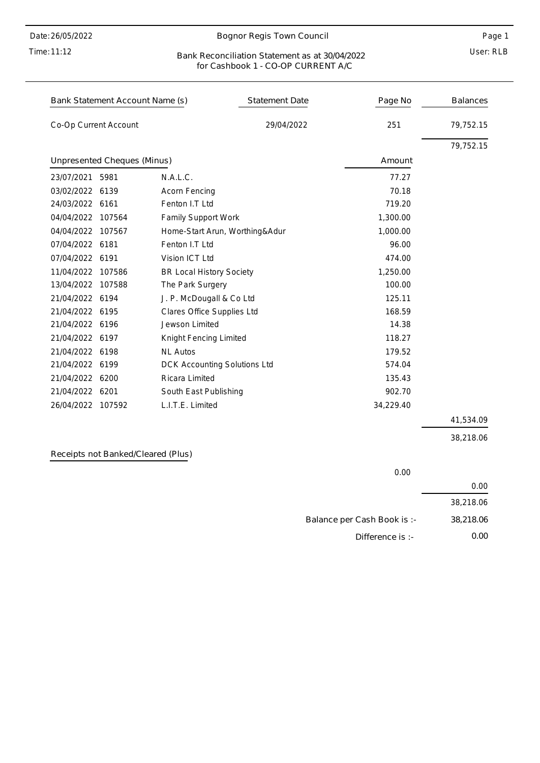Date: 26/05/2022
Time: 11:12

# Bognor Regis Town Council

User: RLB

## Bank Reconciliation Statement as at 30/04/2022 for Cashbook 1 - CO-OP CURRENT A/C

| Bank Statement Account Name (s) | Statement Date | Page No | Balances |
|---|---|---|---|
| Co-Op Current Account | 29/04/2022 | 251 | 79,752.15 |
| | | | 79,752.15 |

### Unpresented Cheques (Minus)

| Date | Cheque No | Payee | Amount | Balances |
|---|---|---|---|---|
| 23/07/2021 | 5981 | N.A.L.C. | 77.27 | |
| 03/02/2022 | 6139 | Acorn Fencing | 70.18 | |
| 24/03/2022 | 6161 | Fenton I.T Ltd | 719.20 | |
| 04/04/2022 | 107564 | Family Support Work | 1,300.00 | |
| 04/04/2022 | 107567 | Home-Start Arun, Worthing&Adur | 1,000.00 | |
| 07/04/2022 | 6181 | Fenton I.T Ltd | 96.00 | |
| 07/04/2022 | 6191 | Vision ICT Ltd | 474.00 | |
| 11/04/2022 | 107586 | BR Local History Society | 1,250.00 | |
| 13/04/2022 | 107588 | The Park Surgery | 100.00 | |
| 21/04/2022 | 6194 | J. P. McDougall & Co Ltd | 125.11 | |
| 21/04/2022 | 6195 | Clares Office Supplies Ltd | 168.59 | |
| 21/04/2022 | 6196 | Jewson Limited | 14.38 | |
| 21/04/2022 | 6197 | Knight Fencing Limited | 118.27 | |
| 21/04/2022 | 6198 | NL Autos | 179.52 | |
| 21/04/2022 | 6199 | DCK Accounting Solutions Ltd | 574.04 | |
| 21/04/2022 | 6200 | Ricara Limited | 135.43 | |
| 21/04/2022 | 6201 | South East Publishing | 902.70 | |
| 26/04/2022 | 107592 | L.I.T.E. Limited | 34,229.40 | |
| | | | | 41,534.09 |
| | | | | 38,218.06 |

### Receipts not Banked/Cleared (Plus)

| | Amount | Balances |
|---|---|---|
| | 0.00 | |
| | | 0.00 |
| | | 38,218.06 |
| Balance per Cash Book is :- | | 38,218.06 |
| Difference is :- | | 0.00 |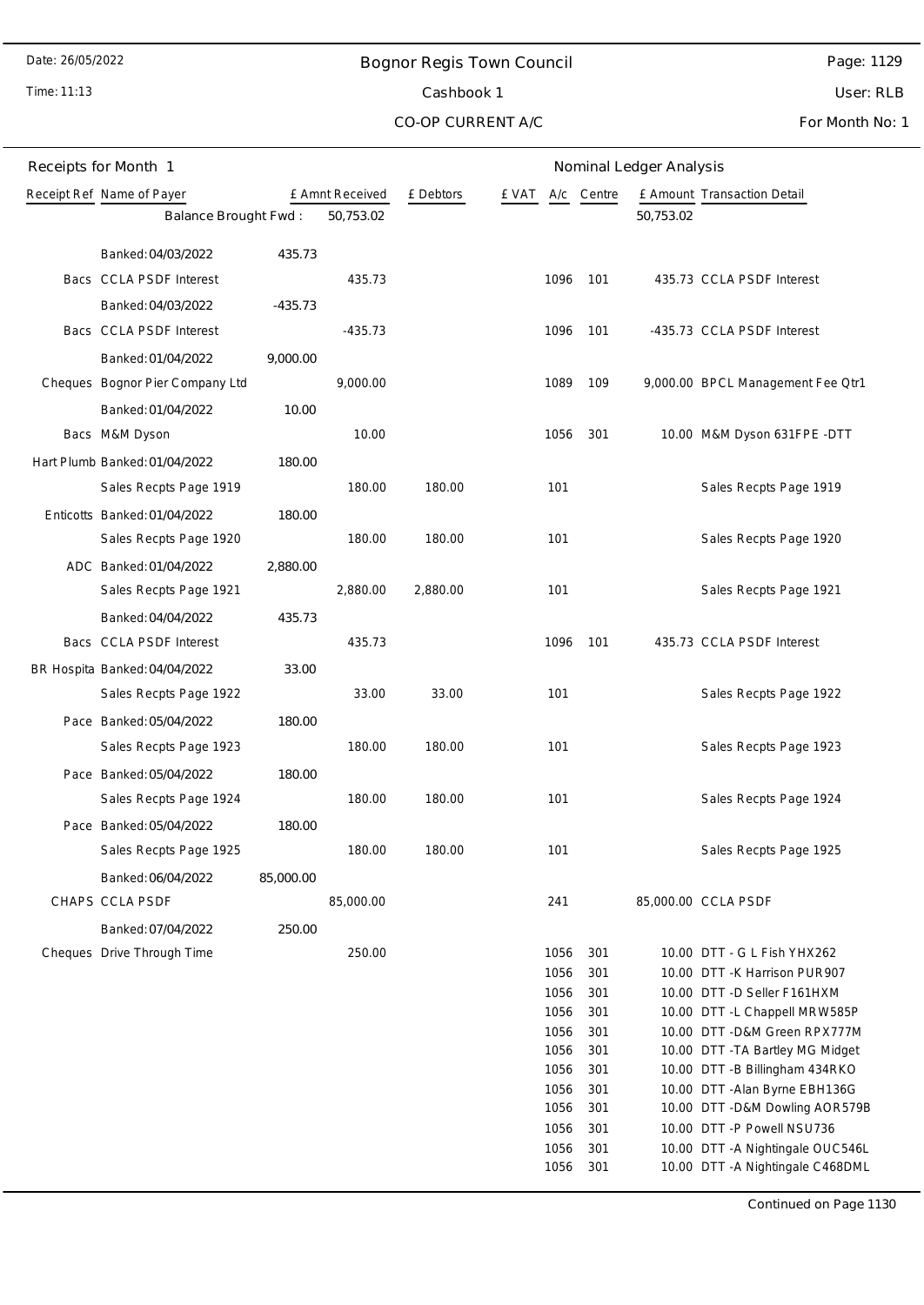# Bognor Regis Town Council

Cashbook 1

CO-OP CURRENT A/C

Date: 26/05/2022

Time: 11:13

User: RLB

For Month No: 1

## Receipts for Month 1

| Receipt Ref | Name of Payer | | £ Amnt Received | £ Debtors | £ VAT | A/c | Centre | £ Amount | Transaction Detail |
|---|---|---|---|---|---|---|---|---|---|
| | Balance Brought Fwd : | | 50,753.02 | | | | | 50,753.02 | |
| | Banked: 04/03/2022 | 435.73 | | | | | | | |
| Bacs | CCLA PSDF Interest | | 435.73 | | | 1096 | 101 | 435.73 | CCLA PSDF Interest |
| | Banked: 04/03/2022 | -435.73 | | | | | | | |
| Bacs | CCLA PSDF Interest | | -435.73 | | | 1096 | 101 | -435.73 | CCLA PSDF Interest |
| | Banked: 01/04/2022 | 9,000.00 | | | | | | | |
| Cheques | Bognor Pier Company Ltd | | 9,000.00 | | | 1089 | 109 | 9,000.00 | BPCL Management Fee Qtr1 |
| | Banked: 01/04/2022 | 10.00 | | | | | | | |
| Bacs | M&M Dyson | | 10.00 | | | 1056 | 301 | 10.00 | M&M Dyson 631FPE -DTT |
| Hart Plumb | Banked: 01/04/2022 | 180.00 | | | | | | | |
| | Sales Recpts Page 1919 | | 180.00 | 180.00 | | 101 | | | Sales Recpts Page 1919 |
| Enticotts | Banked: 01/04/2022 | 180.00 | | | | | | | |
| | Sales Recpts Page 1920 | | 180.00 | 180.00 | | 101 | | | Sales Recpts Page 1920 |
| ADC | Banked: 01/04/2022 | 2,880.00 | | | | | | | |
| | Sales Recpts Page 1921 | | 2,880.00 | 2,880.00 | | 101 | | | Sales Recpts Page 1921 |
| | Banked: 04/04/2022 | 435.73 | | | | | | | |
| Bacs | CCLA PSDF Interest | | 435.73 | | | 1096 | 101 | 435.73 | CCLA PSDF Interest |
| BR Hospita | Banked: 04/04/2022 | 33.00 | | | | | | | |
| | Sales Recpts Page 1922 | | 33.00 | 33.00 | | 101 | | | Sales Recpts Page 1922 |
| Pace | Banked: 05/04/2022 | 180.00 | | | | | | | |
| | Sales Recpts Page 1923 | | 180.00 | 180.00 | | 101 | | | Sales Recpts Page 1923 |
| Pace | Banked: 05/04/2022 | 180.00 | | | | | | | |
| | Sales Recpts Page 1924 | | 180.00 | 180.00 | | 101 | | | Sales Recpts Page 1924 |
| Pace | Banked: 05/04/2022 | 180.00 | | | | | | | |
| | Sales Recpts Page 1925 | | 180.00 | 180.00 | | 101 | | | Sales Recpts Page 1925 |
| | Banked: 06/04/2022 | 85,000.00 | | | | | | | |
| CHAPS | CCLA PSDF | | 85,000.00 | | | 241 | | 85,000.00 | CCLA PSDF |
| | Banked: 07/04/2022 | 250.00 | | | | | | | |
| Cheques | Drive Through Time | | 250.00 | | | 1056 | 301 | 10.00 | DTT - G L Fish YHX262 |
| | | | | | | 1056 | 301 | 10.00 | DTT -K Harrison PUR907 |
| | | | | | | 1056 | 301 | 10.00 | DTT -D Seller F161HXM |
| | | | | | | 1056 | 301 | 10.00 | DTT -L Chappell MRW585P |
| | | | | | | 1056 | 301 | 10.00 | DTT -D&M Green RPX777M |
| | | | | | | 1056 | 301 | 10.00 | DTT -TA Bartley MG Midget |
| | | | | | | 1056 | 301 | 10.00 | DTT -B Billingham 434RKO |
| | | | | | | 1056 | 301 | 10.00 | DTT -Alan Byrne EBH136G |
| | | | | | | 1056 | 301 | 10.00 | DTT -D&M Dowling AOR579B |
| | | | | | | 1056 | 301 | 10.00 | DTT -P Powell NSU736 |
| | | | | | | 1056 | 301 | 10.00 | DTT -A Nightingale OUC546L |
| | | | | | | 1056 | 301 | 10.00 | DTT -A Nightingale C468DML |

Continued on Page 1130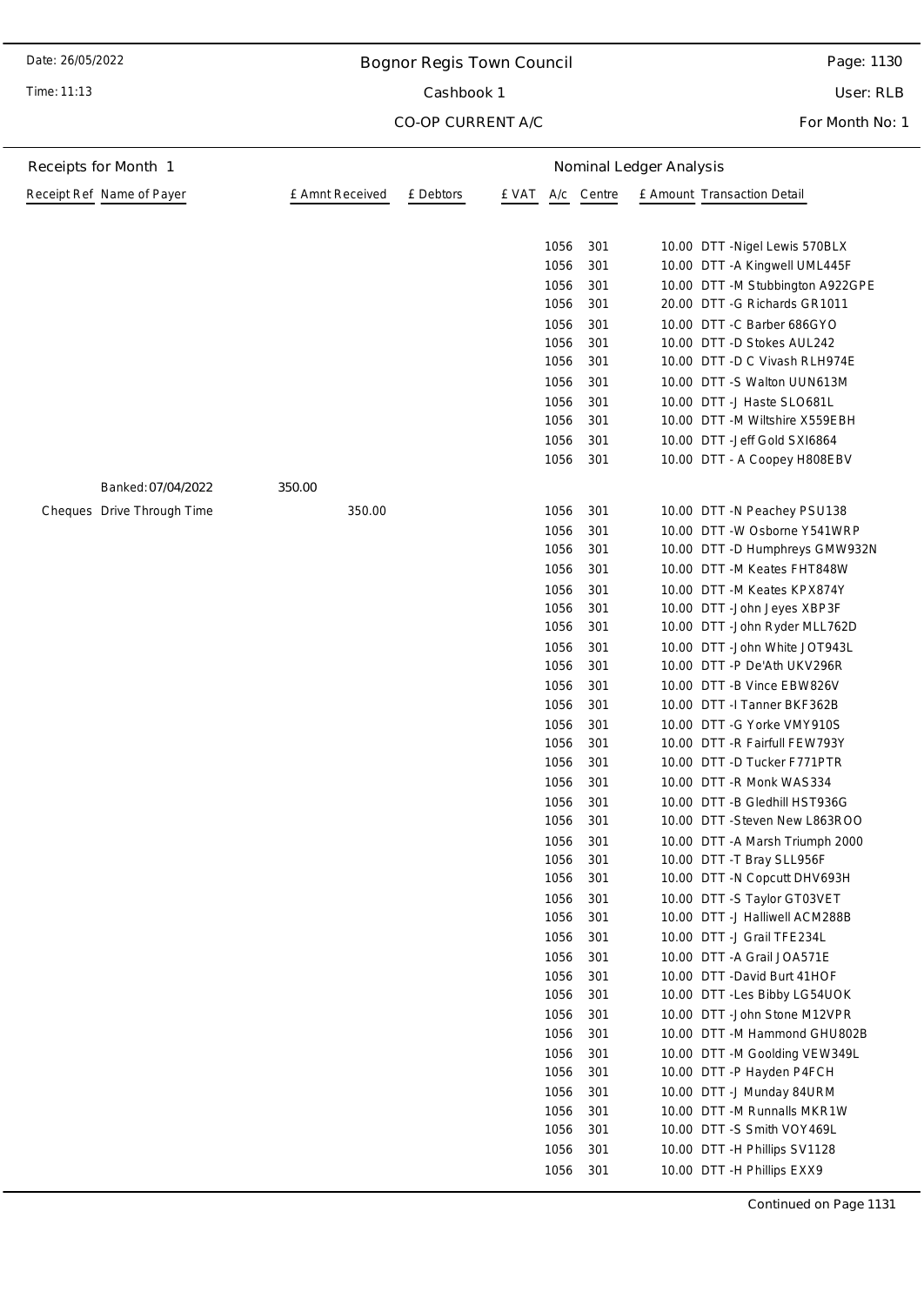Date: 26/05/2022

Time: 11:13

# Bognor Regis Town Council

## Cashbook 1

### CO-OP CURRENT A/C

Page: 1130

User: RLB

For Month No: 1

**Receipts for Month 1** — Nominal Ledger Analysis

| Receipt Ref | Name of Payer | £ Amnt Received | £ Debtors | £ VAT | A/c | Centre | £ Amount | Transaction Detail |
|---|---|---|---|---|---|---|---|---|
| | | | | | 1056 | 301 | 10.00 | DTT -Nigel Lewis 570BLX |
| | | | | | 1056 | 301 | 10.00 | DTT -A Kingwell UML445F |
| | | | | | 1056 | 301 | 10.00 | DTT -M Stubbington A922GPE |
| | | | | | 1056 | 301 | 20.00 | DTT -G Richards GR1011 |
| | | | | | 1056 | 301 | 10.00 | DTT -C Barber 686GYO |
| | | | | | 1056 | 301 | 10.00 | DTT -D Stokes AUL242 |
| | | | | | 1056 | 301 | 10.00 | DTT -D C Vivash RLH974E |
| | | | | | 1056 | 301 | 10.00 | DTT -S Walton UUN613M |
| | | | | | 1056 | 301 | 10.00 | DTT -J Haste SLO681L |
| | | | | | 1056 | 301 | 10.00 | DTT -M Wiltshire X559EBH |
| | | | | | 1056 | 301 | 10.00 | DTT -Jeff Gold SXI6864 |
| | | | | | 1056 | 301 | 10.00 | DTT - A Coopey H808EBV |
| Banked: 07/04/2022 | | 350.00 | | | | | | |
| Cheques | Drive Through Time | 350.00 | | | 1056 | 301 | 10.00 | DTT -N Peachey PSU138 |
| | | | | | 1056 | 301 | 10.00 | DTT -W Osborne Y541WRP |
| | | | | | 1056 | 301 | 10.00 | DTT -D Humphreys GMW932N |
| | | | | | 1056 | 301 | 10.00 | DTT -M Keates FHT848W |
| | | | | | 1056 | 301 | 10.00 | DTT -M Keates KPX874Y |
| | | | | | 1056 | 301 | 10.00 | DTT -John Jeyes XBP3F |
| | | | | | 1056 | 301 | 10.00 | DTT -John Ryder MLL762D |
| | | | | | 1056 | 301 | 10.00 | DTT -John White JOT943L |
| | | | | | 1056 | 301 | 10.00 | DTT -P De'Ath UKV296R |
| | | | | | 1056 | 301 | 10.00 | DTT -B Vince EBW826V |
| | | | | | 1056 | 301 | 10.00 | DTT -I Tanner BKF362B |
| | | | | | 1056 | 301 | 10.00 | DTT -G Yorke VMY910S |
| | | | | | 1056 | 301 | 10.00 | DTT -R Fairfull FEW793Y |
| | | | | | 1056 | 301 | 10.00 | DTT -D Tucker F771PTR |
| | | | | | 1056 | 301 | 10.00 | DTT -R Monk WAS334 |
| | | | | | 1056 | 301 | 10.00 | DTT -B Gledhill HST936G |
| | | | | | 1056 | 301 | 10.00 | DTT -Steven New L863ROO |
| | | | | | 1056 | 301 | 10.00 | DTT -A Marsh Triumph 2000 |
| | | | | | 1056 | 301 | 10.00 | DTT -T Bray SLL956F |
| | | | | | 1056 | 301 | 10.00 | DTT -N Copcutt DHV693H |
| | | | | | 1056 | 301 | 10.00 | DTT -S Taylor GT03VET |
| | | | | | 1056 | 301 | 10.00 | DTT -J Halliwell ACM288B |
| | | | | | 1056 | 301 | 10.00 | DTT -J Grail TFE234L |
| | | | | | 1056 | 301 | 10.00 | DTT -A Grail JOA571E |
| | | | | | 1056 | 301 | 10.00 | DTT -David Burt 41HOF |
| | | | | | 1056 | 301 | 10.00 | DTT -Les Bibby LG54UOK |
| | | | | | 1056 | 301 | 10.00 | DTT -John Stone M12VPR |
| | | | | | 1056 | 301 | 10.00 | DTT -M Hammond GHU802B |
| | | | | | 1056 | 301 | 10.00 | DTT -M Goolding VEW349L |
| | | | | | 1056 | 301 | 10.00 | DTT -P Hayden P4FCH |
| | | | | | 1056 | 301 | 10.00 | DTT -J Munday 84URM |
| | | | | | 1056 | 301 | 10.00 | DTT -M Runnalls MKR1W |
| | | | | | 1056 | 301 | 10.00 | DTT -S Smith VOY469L |
| | | | | | 1056 | 301 | 10.00 | DTT -H Phillips SV1128 |
| | | | | | 1056 | 301 | 10.00 | DTT -H Phillips EXX9 |

Continued on Page 1131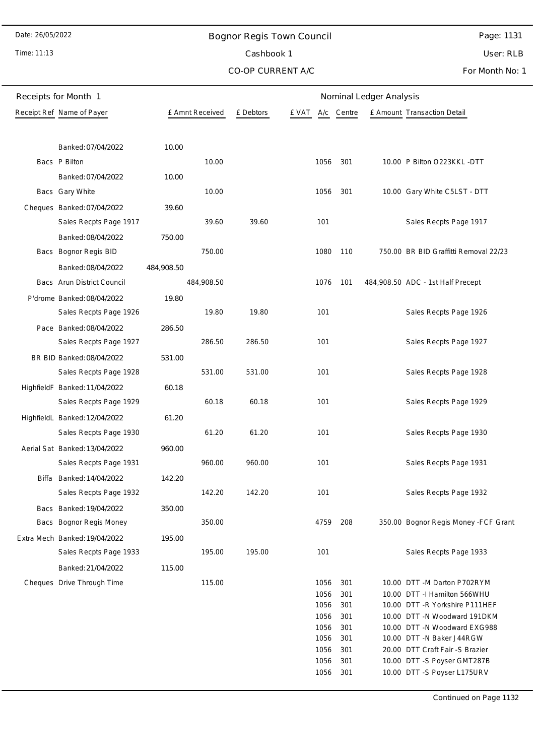Date: 26/05/2022

Time: 11:13

# Bognor Regis Town Council

## Cashbook 1

## CO-OP CURRENT A/C

Page: 1131

User: RLB

For Month No: 1

### Receipts for Month 1

| Receipt Ref | Name of Payer | £ Amnt Received | £ Debtors | £ VAT | A/c | Centre | £ Amount | Transaction Detail |
|---|---|---|---|---|---|---|---|---|
| | Banked: 07/04/2022 | 10.00 | | | | | | |
| Bacs | P Bilton | 10.00 | | | 1056 | 301 | 10.00 | P Bilton O223KKL -DTT |
| | Banked: 07/04/2022 | 10.00 | | | | | | |
| Bacs | Gary White | 10.00 | | | 1056 | 301 | 10.00 | Gary White C5LST - DTT |
| Cheques | Banked: 07/04/2022 | 39.60 | | | | | | |
| | Sales Recpts Page 1917 | 39.60 | 39.60 | | 101 | | | Sales Recpts Page 1917 |
| | Banked: 08/04/2022 | 750.00 | | | | | | |
| Bacs | Bognor Regis BID | 750.00 | | | 1080 | 110 | 750.00 | BR BID Graffitti Removal 22/23 |
| | Banked: 08/04/2022 | 484,908.50 | | | | | | |
| Bacs | Arun District Council | 484,908.50 | | | 1076 | 101 | 484,908.50 | ADC - 1st Half Precept |
| P'drome | Banked: 08/04/2022 | 19.80 | | | | | | |
| | Sales Recpts Page 1926 | 19.80 | 19.80 | | 101 | | | Sales Recpts Page 1926 |
| Pace | Banked: 08/04/2022 | 286.50 | | | | | | |
| | Sales Recpts Page 1927 | 286.50 | 286.50 | | 101 | | | Sales Recpts Page 1927 |
| BR BID | Banked: 08/04/2022 | 531.00 | | | | | | |
| | Sales Recpts Page 1928 | 531.00 | 531.00 | | 101 | | | Sales Recpts Page 1928 |
| HighfieldF | Banked: 11/04/2022 | 60.18 | | | | | | |
| | Sales Recpts Page 1929 | 60.18 | 60.18 | | 101 | | | Sales Recpts Page 1929 |
| HighfieldL | Banked: 12/04/2022 | 61.20 | | | | | | |
| | Sales Recpts Page 1930 | 61.20 | 61.20 | | 101 | | | Sales Recpts Page 1930 |
| Aerial Sat | Banked: 13/04/2022 | 960.00 | | | | | | |
| | Sales Recpts Page 1931 | 960.00 | 960.00 | | 101 | | | Sales Recpts Page 1931 |
| Biffa | Banked: 14/04/2022 | 142.20 | | | | | | |
| | Sales Recpts Page 1932 | 142.20 | 142.20 | | 101 | | | Sales Recpts Page 1932 |
| Bacs | Banked: 19/04/2022 | 350.00 | | | | | | |
| Bacs | Bognor Regis Money | 350.00 | | | 4759 | 208 | 350.00 | Bognor Regis Money -FCF Grant |
| Extra Mech | Banked: 19/04/2022 | 195.00 | | | | | | |
| | Sales Recpts Page 1933 | 195.00 | 195.00 | | 101 | | | Sales Recpts Page 1933 |
| | Banked: 21/04/2022 | 115.00 | | | | | | |
| Cheques | Drive Through Time | 115.00 | | | 1056 | 301 | 10.00 | DTT -M Darton P702RYM |
| | | | | | 1056 | 301 | 10.00 | DTT -I Hamilton 566WHU |
| | | | | | 1056 | 301 | 10.00 | DTT -R Yorkshire P111HEF |
| | | | | | 1056 | 301 | 10.00 | DTT -N Woodward 191DKM |
| | | | | | 1056 | 301 | 10.00 | DTT -N Woodward EXG988 |
| | | | | | 1056 | 301 | 10.00 | DTT -N Baker J44RGW |
| | | | | | 1056 | 301 | 20.00 | DTT Craft Fair -S Brazier |
| | | | | | 1056 | 301 | 10.00 | DTT -S Poyser GMT287B |
| | | | | | 1056 | 301 | 10.00 | DTT -S Poyser L175URV |

Continued on Page 1132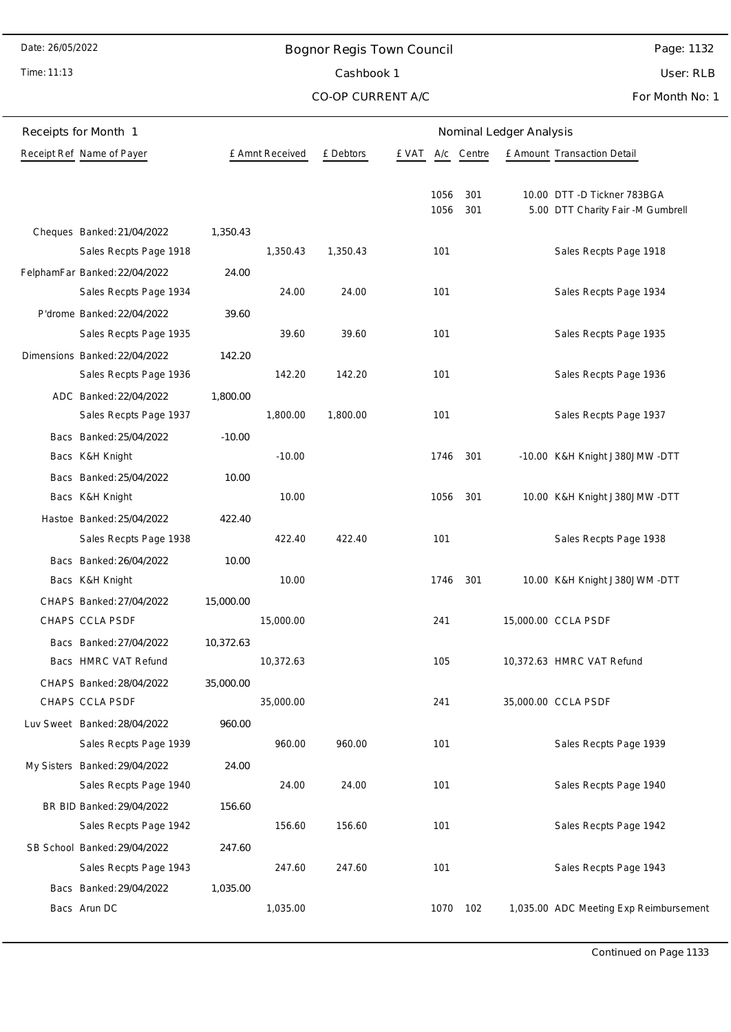# Bognor Regis Town Council

Cashbook 1

CO-OP CURRENT A/C

For Month No: 1

Date: 26/05/2022

Time: 11:13

User: RLB

## Receipts for Month 1

| Receipt Ref | Name of Payer | £ Amnt Received | | £ Debtors | £ VAT | A/c | Centre | £ Amount | Transaction Detail |
|---|---|---|---|---|---|---|---|---|---|
| | | | | | | 1056 | 301 | 10.00 | DTT -D Tickner 783BGA |
| | | | | | | 1056 | 301 | 5.00 | DTT Charity Fair -M Gumbrell |
| Cheques | Banked: 21/04/2022 | 1,350.43 | | | | | | | |
| | Sales Recpts Page 1918 | | 1,350.43 | 1,350.43 | | 101 | | | Sales Recpts Page 1918 |
| FelphamFar | Banked: 22/04/2022 | 24.00 | | | | | | | |
| | Sales Recpts Page 1934 | | 24.00 | 24.00 | | 101 | | | Sales Recpts Page 1934 |
| P'drome | Banked: 22/04/2022 | 39.60 | | | | | | | |
| | Sales Recpts Page 1935 | | 39.60 | 39.60 | | 101 | | | Sales Recpts Page 1935 |
| Dimensions | Banked: 22/04/2022 | 142.20 | | | | | | | |
| | Sales Recpts Page 1936 | | 142.20 | 142.20 | | 101 | | | Sales Recpts Page 1936 |
| ADC | Banked: 22/04/2022 | 1,800.00 | | | | | | | |
| | Sales Recpts Page 1937 | | 1,800.00 | 1,800.00 | | 101 | | | Sales Recpts Page 1937 |
| Bacs | Banked: 25/04/2022 | -10.00 | | | | | | | |
| Bacs | K&H Knight | | -10.00 | | | 1746 | 301 | -10.00 | K&H Knight J380JMW -DTT |
| Bacs | Banked: 25/04/2022 | 10.00 | | | | | | | |
| Bacs | K&H Knight | | 10.00 | | | 1056 | 301 | 10.00 | K&H Knight J380JMW -DTT |
| Hastoe | Banked: 25/04/2022 | 422.40 | | | | | | | |
| | Sales Recpts Page 1938 | | 422.40 | 422.40 | | 101 | | | Sales Recpts Page 1938 |
| Bacs | Banked: 26/04/2022 | 10.00 | | | | | | | |
| Bacs | K&H Knight | | 10.00 | | | 1746 | 301 | 10.00 | K&H Knight J380JWM -DTT |
| CHAPS | Banked: 27/04/2022 | 15,000.00 | | | | | | | |
| CHAPS | CCLA PSDF | | 15,000.00 | | | 241 | | 15,000.00 | CCLA PSDF |
| Bacs | Banked: 27/04/2022 | 10,372.63 | | | | | | | |
| Bacs | HMRC VAT Refund | | 10,372.63 | | | 105 | | 10,372.63 | HMRC VAT Refund |
| CHAPS | Banked: 28/04/2022 | 35,000.00 | | | | | | | |
| CHAPS | CCLA PSDF | | 35,000.00 | | | 241 | | 35,000.00 | CCLA PSDF |
| Luv Sweet | Banked: 28/04/2022 | 960.00 | | | | | | | |
| | Sales Recpts Page 1939 | | 960.00 | 960.00 | | 101 | | | Sales Recpts Page 1939 |
| My Sisters | Banked: 29/04/2022 | 24.00 | | | | | | | |
| | Sales Recpts Page 1940 | | 24.00 | 24.00 | | 101 | | | Sales Recpts Page 1940 |
| BR BID | Banked: 29/04/2022 | 156.60 | | | | | | | |
| | Sales Recpts Page 1942 | | 156.60 | 156.60 | | 101 | | | Sales Recpts Page 1942 |
| SB School | Banked: 29/04/2022 | 247.60 | | | | | | | |
| | Sales Recpts Page 1943 | | 247.60 | 247.60 | | 101 | | | Sales Recpts Page 1943 |
| Bacs | Banked: 29/04/2022 | 1,035.00 | | | | | | | |
| Bacs | Arun DC | | 1,035.00 | | | 1070 | 102 | 1,035.00 | ADC Meeting Exp Reimbursement |

Continued on Page 1133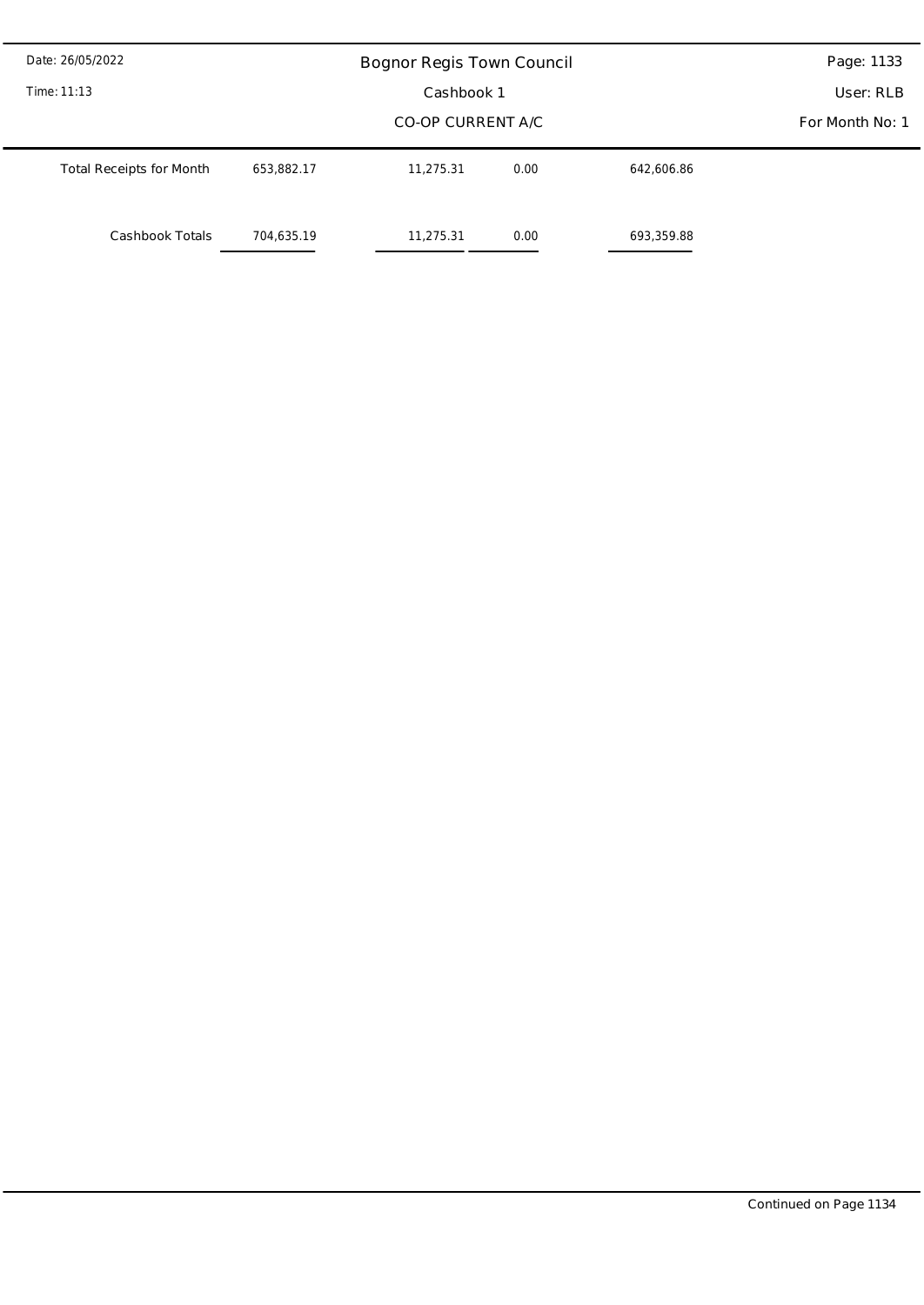| | | | | |
|---|---|---|---|---|
| Total Receipts for Month | 653,882.17 | 11,275.31 | 0.00 | 642,606.86 |
| Cashbook Totals | 704,635.19 | 11,275.31 | 0.00 | 693,359.88 |

Continued on Page 1134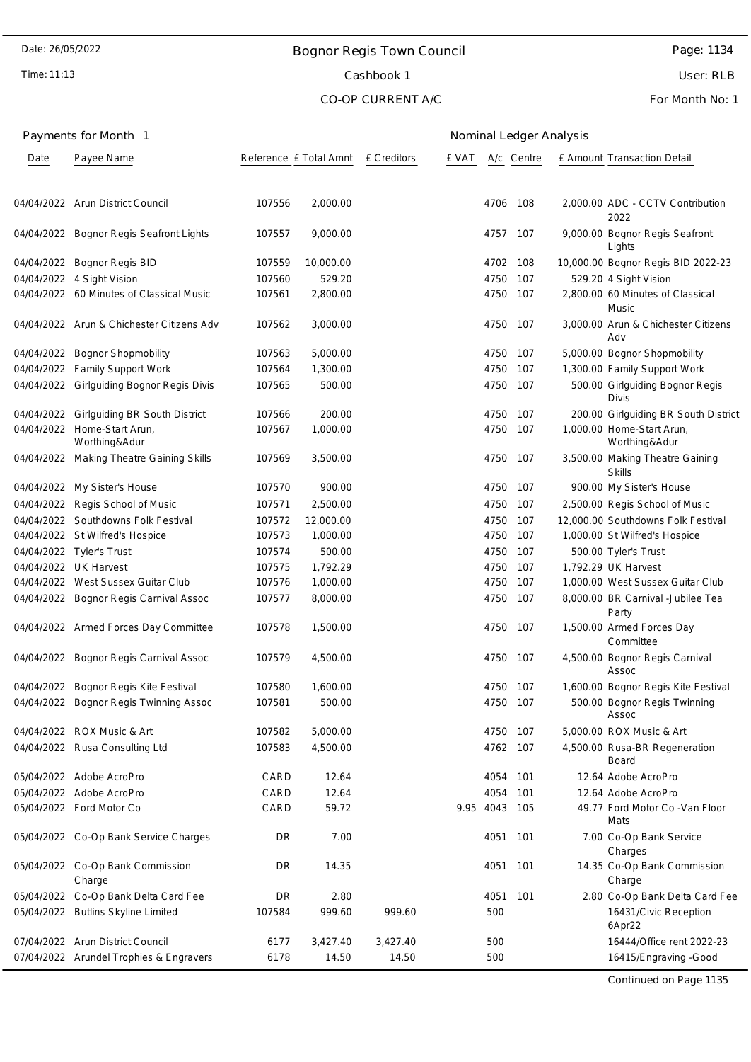# Bognor Regis Town Council

Cashbook 1

CO-OP CURRENT A/C

Date: 26/05/2022

Time: 11:13

User: RLB

For Month No: 1

## Payments for Month 1

| Date | Payee Name | Reference | £ Total Amnt | £ Creditors | £ VAT | A/c | Centre | £ Amount | Transaction Detail |
|---|---|---|---|---|---|---|---|---|---|
| 04/04/2022 | Arun District Council | 107556 | 2,000.00 | | | 4706 | 108 | 2,000.00 | ADC - CCTV Contribution 2022 |
| 04/04/2022 | Bognor Regis Seafront Lights | 107557 | 9,000.00 | | | 4757 | 107 | 9,000.00 | Bognor Regis Seafront Lights |
| 04/04/2022 | Bognor Regis BID | 107559 | 10,000.00 | | | 4702 | 108 | 10,000.00 | Bognor Regis BID 2022-23 |
| 04/04/2022 | 4 Sight Vision | 107560 | 529.20 | | | 4750 | 107 | 529.20 | 4 Sight Vision |
| 04/04/2022 | 60 Minutes of Classical Music | 107561 | 2,800.00 | | | 4750 | 107 | 2,800.00 | 60 Minutes of Classical Music |
| 04/04/2022 | Arun & Chichester Citizens Adv | 107562 | 3,000.00 | | | 4750 | 107 | 3,000.00 | Arun & Chichester Citizens Adv |
| 04/04/2022 | Bognor Shopmobility | 107563 | 5,000.00 | | | 4750 | 107 | 5,000.00 | Bognor Shopmobility |
| 04/04/2022 | Family Support Work | 107564 | 1,300.00 | | | 4750 | 107 | 1,300.00 | Family Support Work |
| 04/04/2022 | Girlguiding Bognor Regis Divis | 107565 | 500.00 | | | 4750 | 107 | 500.00 | Girlguiding Bognor Regis Divis |
| 04/04/2022 | Girlguiding BR South District | 107566 | 200.00 | | | 4750 | 107 | 200.00 | Girlguiding BR South District |
| 04/04/2022 | Home-Start Arun, Worthing&Adur | 107567 | 1,000.00 | | | 4750 | 107 | 1,000.00 | Home-Start Arun, Worthing&Adur |
| 04/04/2022 | Making Theatre Gaining Skills | 107569 | 3,500.00 | | | 4750 | 107 | 3,500.00 | Making Theatre Gaining Skills |
| 04/04/2022 | My Sister's House | 107570 | 900.00 | | | 4750 | 107 | 900.00 | My Sister's House |
| 04/04/2022 | Regis School of Music | 107571 | 2,500.00 | | | 4750 | 107 | 2,500.00 | Regis School of Music |
| 04/04/2022 | Southdowns Folk Festival | 107572 | 12,000.00 | | | 4750 | 107 | 12,000.00 | Southdowns Folk Festival |
| 04/04/2022 | St Wilfred's Hospice | 107573 | 1,000.00 | | | 4750 | 107 | 1,000.00 | St Wilfred's Hospice |
| 04/04/2022 | Tyler's Trust | 107574 | 500.00 | | | 4750 | 107 | 500.00 | Tyler's Trust |
| 04/04/2022 | UK Harvest | 107575 | 1,792.29 | | | 4750 | 107 | 1,792.29 | UK Harvest |
| 04/04/2022 | West Sussex Guitar Club | 107576 | 1,000.00 | | | 4750 | 107 | 1,000.00 | West Sussex Guitar Club |
| 04/04/2022 | Bognor Regis Carnival Assoc | 107577 | 8,000.00 | | | 4750 | 107 | 8,000.00 | BR Carnival -Jubilee Tea Party |
| 04/04/2022 | Armed Forces Day Committee | 107578 | 1,500.00 | | | 4750 | 107 | 1,500.00 | Armed Forces Day Committee |
| 04/04/2022 | Bognor Regis Carnival Assoc | 107579 | 4,500.00 | | | 4750 | 107 | 4,500.00 | Bognor Regis Carnival Assoc |
| 04/04/2022 | Bognor Regis Kite Festival | 107580 | 1,600.00 | | | 4750 | 107 | 1,600.00 | Bognor Regis Kite Festival |
| 04/04/2022 | Bognor Regis Twinning Assoc | 107581 | 500.00 | | | 4750 | 107 | 500.00 | Bognor Regis Twinning Assoc |
| 04/04/2022 | ROX Music & Art | 107582 | 5,000.00 | | | 4750 | 107 | 5,000.00 | ROX Music & Art |
| 04/04/2022 | Rusa Consulting Ltd | 107583 | 4,500.00 | | | 4762 | 107 | 4,500.00 | Rusa-BR Regeneration Board |
| 05/04/2022 | Adobe AcroPro | CARD | 12.64 | | | 4054 | 101 | 12.64 | Adobe AcroPro |
| 05/04/2022 | Adobe AcroPro | CARD | 12.64 | | | 4054 | 101 | 12.64 | Adobe AcroPro |
| 05/04/2022 | Ford Motor Co | CARD | 59.72 | | 9.95 | 4043 | 105 | 49.77 | Ford Motor Co -Van Floor Mats |
| 05/04/2022 | Co-Op Bank Service Charges | DR | 7.00 | | | 4051 | 101 | 7.00 | Co-Op Bank Service Charges |
| 05/04/2022 | Co-Op Bank Commission Charge | DR | 14.35 | | | 4051 | 101 | 14.35 | Co-Op Bank Commission Charge |
| 05/04/2022 | Co-Op Bank Delta Card Fee | DR | 2.80 | | | 4051 | 101 | 2.80 | Co-Op Bank Delta Card Fee |
| 05/04/2022 | Butlins Skyline Limited | 107584 | 999.60 | 999.60 | | 500 | | | 16431/Civic Reception 6Apr22 |
| 07/04/2022 | Arun District Council | 6177 | 3,427.40 | 3,427.40 | | 500 | | | 16444/Office rent 2022-23 |
| 07/04/2022 | Arundel Trophies & Engravers | 6178 | 14.50 | 14.50 | | 500 | | | 16415/Engraving -Good |

Continued on Page 1135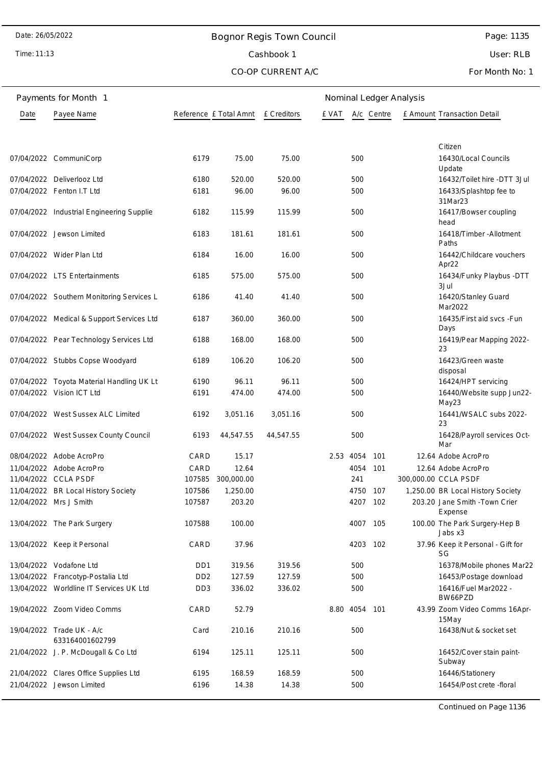# Bognor Regis Town Council

Date: 26/05/2022
Time: 11:13

Cashbook 1

CO-OP CURRENT A/C

User: RLB

For Month No: 1

## Payments for Month 1

| Date | Payee Name | Reference | £ Total Amnt | £ Creditors | £ VAT | A/c | Centre | £ Amount | Transaction Detail |
|---|---|---|---|---|---|---|---|---|---|
| | | | | | | | | | Citizen |
| 07/04/2022 | CommuniCorp | 6179 | 75.00 | 75.00 | | 500 | | | 16430/Local Councils Update |
| 07/04/2022 | Deliverlooz Ltd | 6180 | 520.00 | 520.00 | | 500 | | | 16432/Toilet hire -DTT 3Jul |
| 07/04/2022 | Fenton I.T Ltd | 6181 | 96.00 | 96.00 | | 500 | | | 16433/Splashtop fee to 31Mar23 |
| 07/04/2022 | Industrial Engineering Supplie | 6182 | 115.99 | 115.99 | | 500 | | | 16417/Bowser coupling head |
| 07/04/2022 | Jewson Limited | 6183 | 181.61 | 181.61 | | 500 | | | 16418/Timber -Allotment Paths |
| 07/04/2022 | Wider Plan Ltd | 6184 | 16.00 | 16.00 | | 500 | | | 16442/Childcare vouchers Apr22 |
| 07/04/2022 | LTS Entertainments | 6185 | 575.00 | 575.00 | | 500 | | | 16434/Funky Playbus -DTT 3Jul |
| 07/04/2022 | Southern Monitoring Services L | 6186 | 41.40 | 41.40 | | 500 | | | 16420/Stanley Guard Mar2022 |
| 07/04/2022 | Medical & Support Services Ltd | 6187 | 360.00 | 360.00 | | 500 | | | 16435/First aid svcs -Fun Days |
| 07/04/2022 | Pear Technology Services Ltd | 6188 | 168.00 | 168.00 | | 500 | | | 16419/Pear Mapping 2022-23 |
| 07/04/2022 | Stubbs Copse Woodyard | 6189 | 106.20 | 106.20 | | 500 | | | 16423/Green waste disposal |
| 07/04/2022 | Toyota Material Handling UK Lt | 6190 | 96.11 | 96.11 | | 500 | | | 16424/HPT servicing |
| 07/04/2022 | Vision ICT Ltd | 6191 | 474.00 | 474.00 | | 500 | | | 16440/Website supp Jun22-May23 |
| 07/04/2022 | West Sussex ALC Limited | 6192 | 3,051.16 | 3,051.16 | | 500 | | | 16441/WSALC subs 2022-23 |
| 07/04/2022 | West Sussex County Council | 6193 | 44,547.55 | 44,547.55 | | 500 | | | 16428/Payroll services Oct-Mar |
| 08/04/2022 | Adobe AcroPro | CARD | 15.17 | | 2.53 | 4054 | 101 | 12.64 | Adobe AcroPro |
| 11/04/2022 | Adobe AcroPro | CARD | 12.64 | | | 4054 | 101 | 12.64 | Adobe AcroPro |
| 11/04/2022 | CCLA PSDF | 107585 | 300,000.00 | | | 241 | | 300,000.00 | CCLA PSDF |
| 11/04/2022 | BR Local History Society | 107586 | 1,250.00 | | | 4750 | 107 | 1,250.00 | BR Local History Society |
| 12/04/2022 | Mrs J Smith | 107587 | 203.20 | | | 4207 | 102 | 203.20 | Jane Smith -Town Crier Expense |
| 13/04/2022 | The Park Surgery | 107588 | 100.00 | | | 4007 | 105 | 100.00 | The Park Surgery-Hep B Jabs x3 |
| 13/04/2022 | Keep it Personal | CARD | 37.96 | | | 4203 | 102 | 37.96 | Keep it Personal - Gift for SG |
| 13/04/2022 | Vodafone Ltd | DD1 | 319.56 | 319.56 | | 500 | | | 16378/Mobile phones Mar22 |
| 13/04/2022 | Francotyp-Postalia Ltd | DD2 | 127.59 | 127.59 | | 500 | | | 16453/Postage download |
| 13/04/2022 | Worldline IT Services UK Ltd | DD3 | 336.02 | 336.02 | | 500 | | | 16416/Fuel Mar2022 - BW66PZD |
| 19/04/2022 | Zoom Video Comms | CARD | 52.79 | | 8.80 | 4054 | 101 | 43.99 | Zoom Video Comms 16Apr-15May |
| 19/04/2022 | Trade UK - A/c 633164001602799 | Card | 210.16 | 210.16 | | 500 | | | 16438/Nut & socket set |
| 21/04/2022 | J. P. McDougall & Co Ltd | 6194 | 125.11 | 125.11 | | 500 | | | 16452/Cover stain paint-Subway |
| 21/04/2022 | Clares Office Supplies Ltd | 6195 | 168.59 | 168.59 | | 500 | | | 16446/Stationery |
| 21/04/2022 | Jewson Limited | 6196 | 14.38 | 14.38 | | 500 | | | 16454/Post crete -floral |

Continued on Page 1136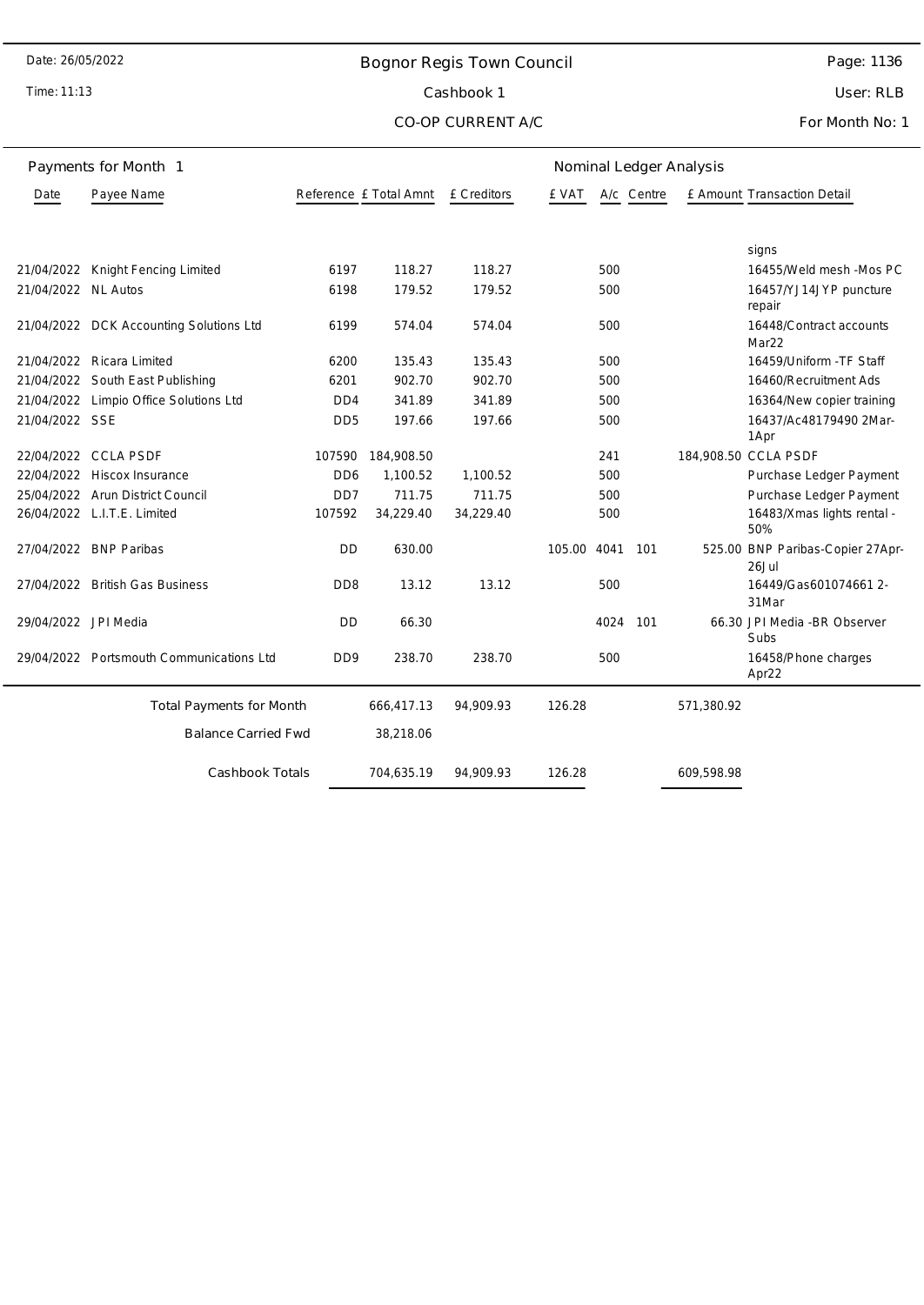Bognor Regis Town Council

Cashbook 1

CO-OP CURRENT A/C

For Month No: 1

Payments for Month 1

| Date | Payee Name | Reference | £ Total Amnt | £ Creditors | £ VAT | A/c | Centre | £ Amount | Transaction Detail |
|---|---|---|---|---|---|---|---|---|---|
| | | | | | | | | | signs |
| 21/04/2022 | Knight Fencing Limited | 6197 | 118.27 | 118.27 | | 500 | | | 16455/Weld mesh -Mos PC |
| 21/04/2022 | NL Autos | 6198 | 179.52 | 179.52 | | 500 | | | 16457/YJ14JYP puncture repair |
| 21/04/2022 | DCK Accounting Solutions Ltd | 6199 | 574.04 | 574.04 | | 500 | | | 16448/Contract accounts Mar22 |
| 21/04/2022 | Ricara Limited | 6200 | 135.43 | 135.43 | | 500 | | | 16459/Uniform -TF Staff |
| 21/04/2022 | South East Publishing | 6201 | 902.70 | 902.70 | | 500 | | | 16460/Recruitment Ads |
| 21/04/2022 | Limpio Office Solutions Ltd | DD4 | 341.89 | 341.89 | | 500 | | | 16364/New copier training |
| 21/04/2022 | SSE | DD5 | 197.66 | 197.66 | | 500 | | | 16437/Ac48179490 2Mar-1Apr |
| 22/04/2022 | CCLA PSDF | 107590 | 184,908.50 | | | 241 | | 184,908.50 | CCLA PSDF |
| 22/04/2022 | Hiscox Insurance | DD6 | 1,100.52 | 1,100.52 | | 500 | | | Purchase Ledger Payment |
| 25/04/2022 | Arun District Council | DD7 | 711.75 | 711.75 | | 500 | | | Purchase Ledger Payment |
| 26/04/2022 | L.I.T.E. Limited | 107592 | 34,229.40 | 34,229.40 | | 500 | | | 16483/Xmas lights rental - 50% |
| 27/04/2022 | BNP Paribas | DD | 630.00 | | 105.00 | 4041 | 101 | 525.00 | BNP Paribas-Copier 27Apr-26Jul |
| 27/04/2022 | British Gas Business | DD8 | 13.12 | 13.12 | | 500 | | | 16449/Gas601074661 2-31Mar |
| 29/04/2022 | JPI Media | DD | 66.30 | | | 4024 | 101 | 66.30 | JPI Media -BR Observer Subs |
| 29/04/2022 | Portsmouth Communications Ltd | DD9 | 238.70 | 238.70 | | 500 | | | 16458/Phone charges Apr22 |
| | Total Payments for Month | | 666,417.13 | 94,909.93 | 126.28 | | | 571,380.92 | |
| | Balance Carried Fwd | | 38,218.06 | | | | | | |
| | Cashbook Totals | | 704,635.19 | 94,909.93 | 126.28 | | | 609,598.98 | |